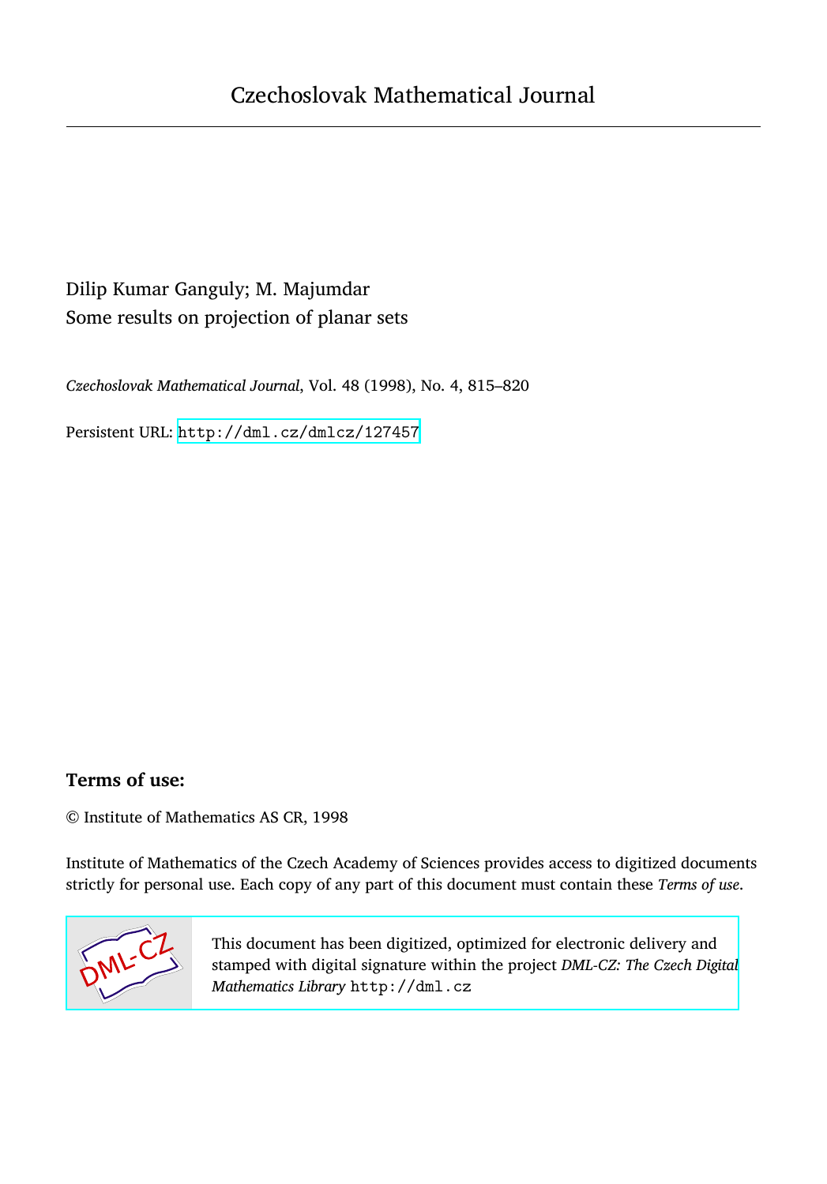# Czechoslovak Mathematical Journal

Dilip Kumar Ganguly; M. Majumdar

Some results on projection of planar sets

*Czechoslovak Mathematical Journal*, Vol. 48 (1998), No. 4, 815–820

Persistent URL: http://dml.cz/dmlcz/127457

### Terms of use:

© Institute of Mathematics AS CR, 1998

Institute of Mathematics of the Czech Academy of Sciences provides access to digitized documents strictly for personal use. Each copy of any part of this document must contain these *Terms of use*.

This document has been digitized, optimized for electronic delivery and stamped with digital signature within the project *DML-CZ: The Czech Digital Mathematics Library* http://dml.cz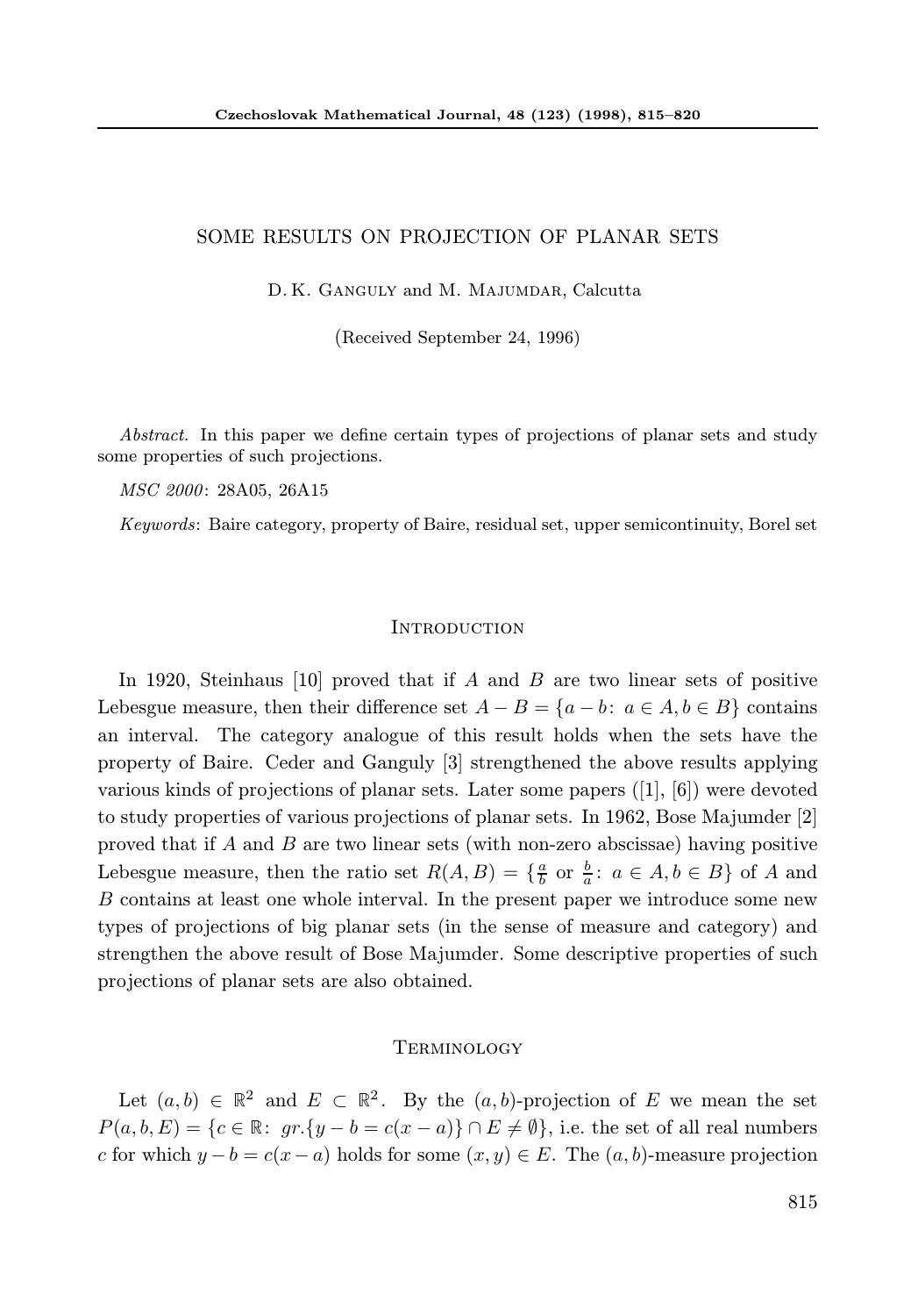# SOME RESULTS ON PROJECTION OF PLANAR SETS

D. K. Ganguly and M. Majumdar, Calcutta

(Received September 24, 1996)

*Abstract.* In this paper we define certain types of projections of planar sets and study some properties of such projections.

*MSC 2000*: 28A05, 26A15

*Keywords*: Baire category, property of Baire, residual set, upper semicontinuity, Borel set

## Introduction

In 1920, Steinhaus [10] proved that if $A$ and $B$ are two linear sets of positive Lebesgue measure, then their difference set $A - B = \{a - b \colon\ a \in A, b \in B\}$ contains an interval. The category analogue of this result holds when the sets have the property of Baire. Ceder and Ganguly [3] strengthened the above results applying various kinds of projections of planar sets. Later some papers ([1], [6]) were devoted to study properties of various projections of planar sets. In 1962, Bose Majumder [2] proved that if $A$ and $B$ are two linear sets (with non-zero abscissae) having positive Lebesgue measure, then the ratio set $R(A, B) = \{\frac{a}{b} \text{ or } \frac{b}{a} \colon\ a \in A, b \in B\}$ of $A$ and $B$ contains at least one whole interval. In the present paper we introduce some new types of projections of big planar sets (in the sense of measure and category) and strengthen the above result of Bose Majumder. Some descriptive properties of such projections of planar sets are also obtained.

## Terminology

Let $(a, b) \in \mathbb{R}^2$ and $E \subset \mathbb{R}^2$. By the $(a, b)$-projection of $E$ we mean the set $P(a, b, E) = \{c \in \mathbb{R} \colon\ gr.\{y - b = c(x - a)\} \cap E \neq \emptyset\}$, i.e. the set of all real numbers $c$ for which $y - b = c(x - a)$ holds for some $(x, y) \in E$. The $(a, b)$-measure projection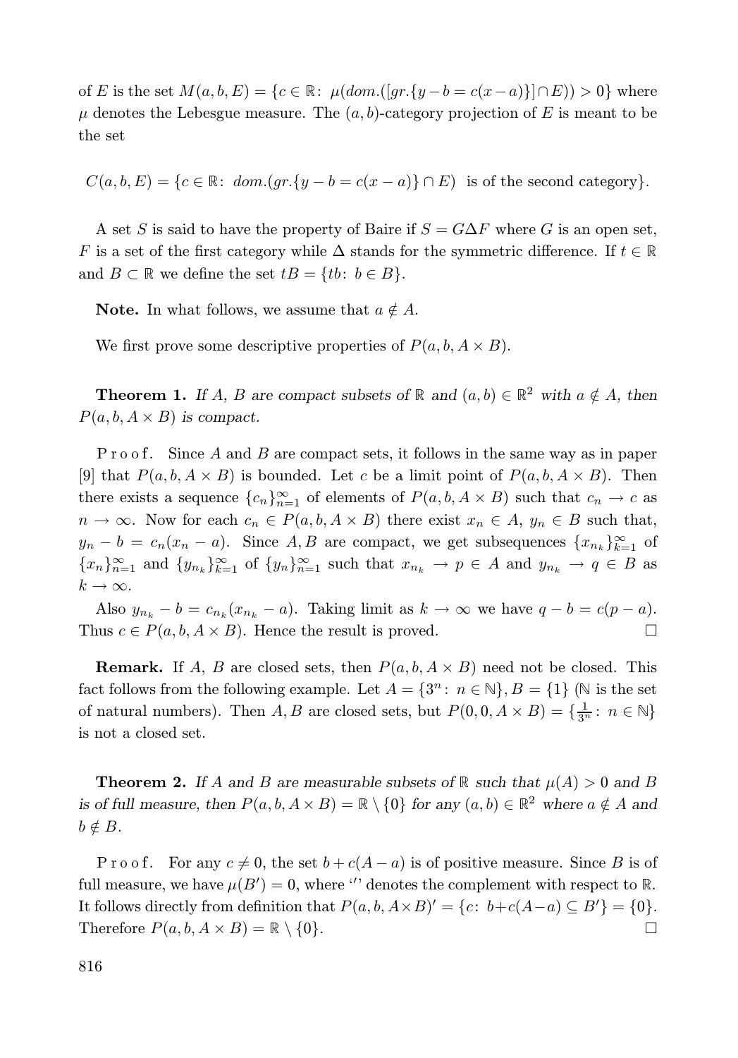of $E$ is the set $M(a,b,E) = \{c \in \mathbb{R}\colon\ \mu(dom.([gr.\{y-b = c(x-a)\}] \cap E)) > 0\}$ where $\mu$ denotes the Lebesgue measure. The $(a,b)$-category projection of $E$ is meant to be the set

$$C(a,b,E) = \{c \in \mathbb{R}\colon\ dom.(gr.\{y-b = c(x-a)\} \cap E) \ \text{ is of the second category}\}.$$

A set $S$ is said to have the property of Baire if $S = G\Delta F$ where $G$ is an open set, $F$ is a set of the first category while $\Delta$ stands for the symmetric difference. If $t \in \mathbb{R}$ and $B \subset \mathbb{R}$ we define the set $tB = \{tb\colon\ b \in B\}$.

**Note.** In what follows, we assume that $a \notin A$.

We first prove some descriptive properties of $P(a,b,A \times B)$.

**Theorem 1.** *If $A$, $B$ are compact subsets of $\mathbb{R}$ and $(a,b) \in \mathbb{R}^2$ with $a \notin A$, then $P(a,b,A \times B)$ is compact.*

P r o o f. Since $A$ and $B$ are compact sets, it follows in the same way as in paper [9] that $P(a,b,A \times B)$ is bounded. Let $c$ be a limit point of $P(a,b,A \times B)$. Then there exists a sequence $\{c_n\}_{n=1}^{\infty}$ of elements of $P(a,b,A \times B)$ such that $c_n \to c$ as $n \to \infty$. Now for each $c_n \in P(a,b,A \times B)$ there exist $x_n \in A$, $y_n \in B$ such that, $y_n - b = c_n(x_n - a)$. Since $A, B$ are compact, we get subsequences $\{x_{n_k}\}_{k=1}^{\infty}$ of $\{x_n\}_{n=1}^{\infty}$ and $\{y_{n_k}\}_{k=1}^{\infty}$ of $\{y_n\}_{n=1}^{\infty}$ such that $x_{n_k} \to p \in A$ and $y_{n_k} \to q \in B$ as $k \to \infty$.

Also $y_{n_k} - b = c_{n_k}(x_{n_k} - a)$. Taking limit as $k \to \infty$ we have $q - b = c(p - a)$. Thus $c \in P(a,b,A \times B)$. Hence the result is proved. $\square$

**Remark.** If $A$, $B$ are closed sets, then $P(a,b,A \times B)$ need not be closed. This fact follows from the following example. Let $A = \{3^n\colon\ n \in \mathbb{N}\}$, $B = \{1\}$ ($\mathbb{N}$ is the set of natural numbers). Then $A, B$ are closed sets, but $P(0,0,A \times B) = \{\frac{1}{3^n}\colon\ n \in \mathbb{N}\}$ is not a closed set.

**Theorem 2.** *If $A$ and $B$ are measurable subsets of $\mathbb{R}$ such that $\mu(A) > 0$ and $B$ is of full measure, then $P(a,b,A \times B) = \mathbb{R} \setminus \{0\}$ for any $(a,b) \in \mathbb{R}^2$ where $a \notin A$ and $b \notin B$.*

P r o o f. For any $c \neq 0$, the set $b + c(A - a)$ is of positive measure. Since $B$ is of full measure, we have $\mu(B') = 0$, where '$'$' denotes the complement with respect to $\mathbb{R}$. It follows directly from definition that $P(a,b,A \times B)' = \{c\colon\ b + c(A-a) \subseteq B'\} = \{0\}$. Therefore $P(a,b,A \times B) = \mathbb{R} \setminus \{0\}$. $\square$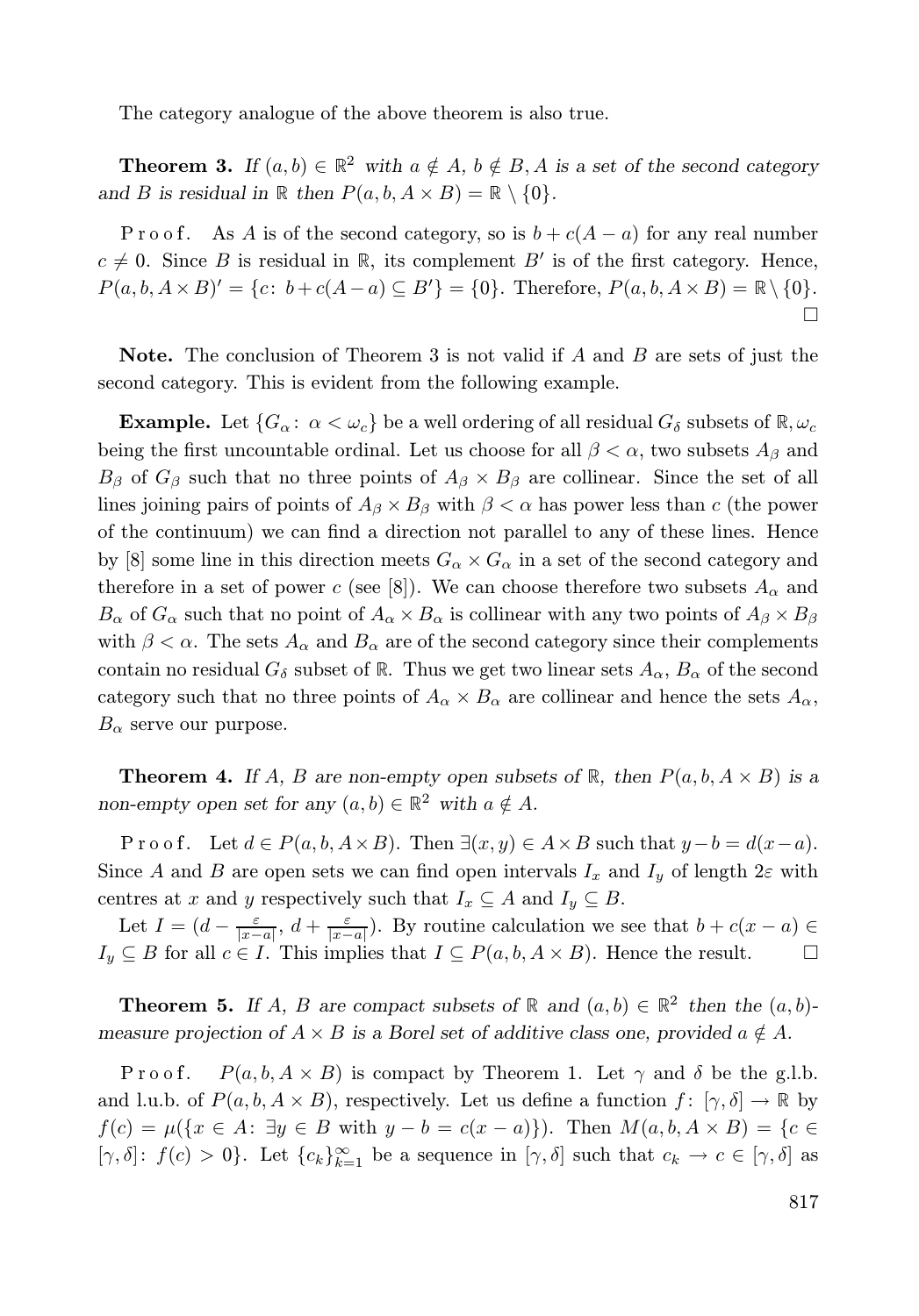The category analogue of the above theorem is also true.

**Theorem 3.** *If $(a,b) \in \mathbb{R}^2$ with $a \notin A$, $b \notin B$, $A$ is a set of the second category and $B$ is residual in $\mathbb{R}$ then $P(a,b,A\times B) = \mathbb{R}\setminus\{0\}$.*

Proof. As $A$ is of the second category, so is $b + c(A-a)$ for any real number $c \neq 0$. Since $B$ is residual in $\mathbb{R}$, its complement $B'$ is of the first category. Hence, $P(a,b,A\times B)' = \{c\colon\ b + c(A-a) \subseteq B'\} = \{0\}$. Therefore, $P(a,b,A\times B) = \mathbb{R}\setminus\{0\}$. □

**Note.** The conclusion of Theorem 3 is not valid if $A$ and $B$ are sets of just the second category. This is evident from the following example.

**Example.** Let $\{G_\alpha\colon\ \alpha < \omega_c\}$ be a well ordering of all residual $G_\delta$ subsets of $\mathbb{R}, \omega_c$ being the first uncountable ordinal. Let us choose for all $\beta < \alpha$, two subsets $A_\beta$ and $B_\beta$ of $G_\beta$ such that no three points of $A_\beta \times B_\beta$ are collinear. Since the set of all lines joining pairs of points of $A_\beta \times B_\beta$ with $\beta < \alpha$ has power less than $c$ (the power of the continuum) we can find a direction not parallel to any of these lines. Hence by [8] some line in this direction meets $G_\alpha \times G_\alpha$ in a set of the second category and therefore in a set of power $c$ (see [8]). We can choose therefore two subsets $A_\alpha$ and $B_\alpha$ of $G_\alpha$ such that no point of $A_\alpha \times B_\alpha$ is collinear with any two points of $A_\beta \times B_\beta$ with $\beta < \alpha$. The sets $A_\alpha$ and $B_\alpha$ are of the second category since their complements contain no residual $G_\delta$ subset of $\mathbb{R}$. Thus we get two linear sets $A_\alpha$, $B_\alpha$ of the second category such that no three points of $A_\alpha \times B_\alpha$ are collinear and hence the sets $A_\alpha$, $B_\alpha$ serve our purpose.

**Theorem 4.** *If $A$, $B$ are non-empty open subsets of $\mathbb{R}$, then $P(a,b,A\times B)$ is a non-empty open set for any $(a,b) \in \mathbb{R}^2$ with $a \notin A$.*

Proof. Let $d \in P(a,b,A\times B)$. Then $\exists (x,y) \in A\times B$ such that $y - b = d(x-a)$. Since $A$ and $B$ are open sets we can find open intervals $I_x$ and $I_y$ of length $2\varepsilon$ with centres at $x$ and $y$ respectively such that $I_x \subseteq A$ and $I_y \subseteq B$.

Let $I = (d - \frac{\varepsilon}{|x-a|},\ d + \frac{\varepsilon}{|x-a|})$. By routine calculation we see that $b + c(x-a) \in I_y \subseteq B$ for all $c \in I$. This implies that $I \subseteq P(a,b,A\times B)$. Hence the result. □

**Theorem 5.** *If $A$, $B$ are compact subsets of $\mathbb{R}$ and $(a,b) \in \mathbb{R}^2$ then the $(a,b)$-measure projection of $A\times B$ is a Borel set of additive class one, provided $a \notin A$.*

Proof. $P(a,b,A\times B)$ is compact by Theorem 1. Let $\gamma$ and $\delta$ be the g.l.b. and l.u.b. of $P(a,b,A\times B)$, respectively. Let us define a function $f\colon [\gamma,\delta] \to \mathbb{R}$ by $f(c) = \mu(\{x \in A\colon\ \exists y \in B$ with $y - b = c(x-a)\})$. Then $M(a,b,A\times B) = \{c \in [\gamma,\delta]\colon\ f(c) > 0\}$. Let $\{c_k\}_{k=1}^{\infty}$ be a sequence in $[\gamma,\delta]$ such that $c_k \to c \in [\gamma,\delta]$ as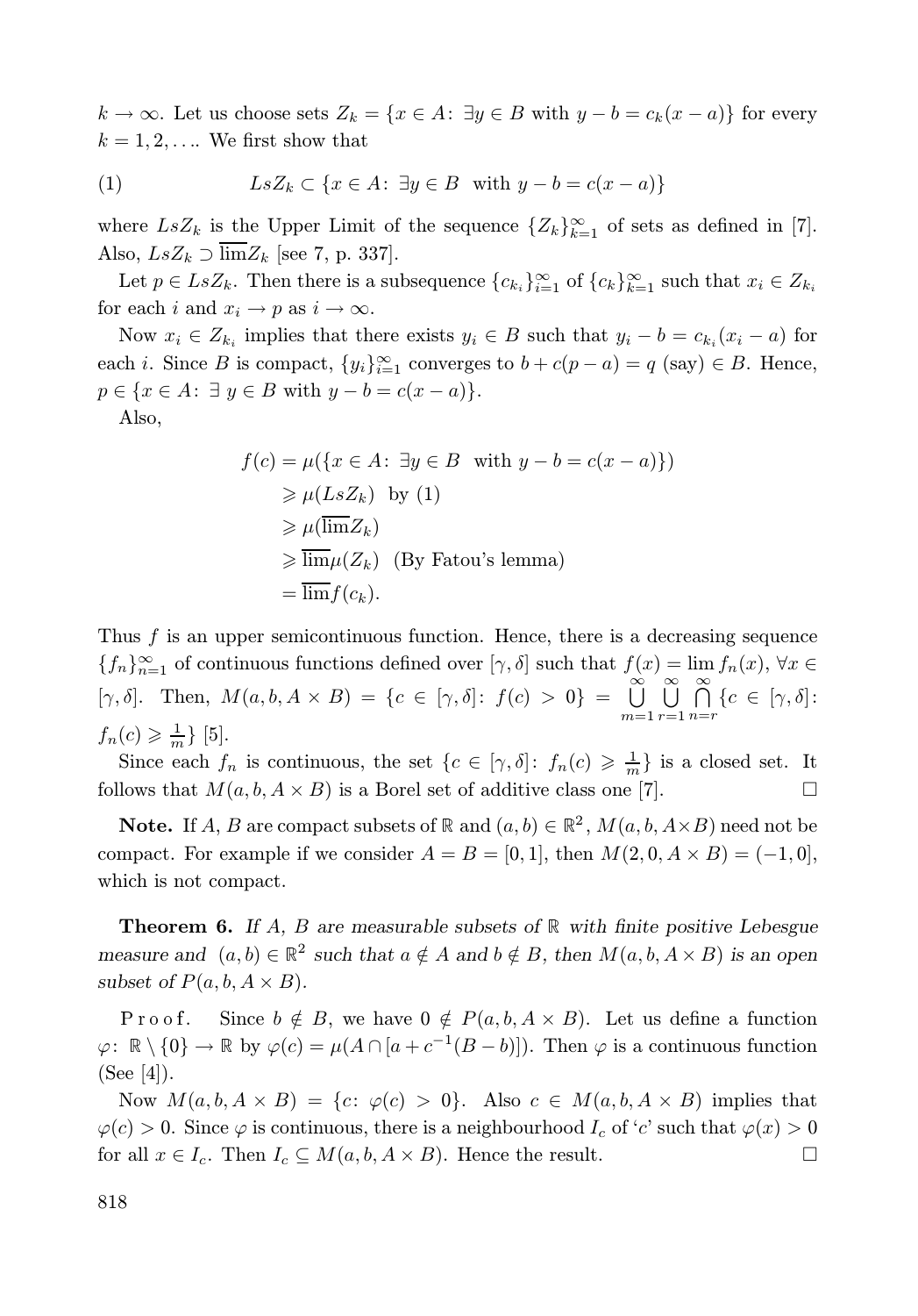$k \to \infty$. Let us choose sets $Z_k = \{x \in A\colon\ \exists y \in B \text{ with } y - b = c_k(x-a)\}$ for every $k = 1, 2, \ldots$. We first show that

$$LsZ_k \subset \{x \in A\colon\ \exists y \in B \ \text{ with } y - b = c(x-a)\} \tag{1}$$

where $LsZ_k$ is the Upper Limit of the sequence $\{Z_k\}_{k=1}^{\infty}$ of sets as defined in [7]. Also, $LsZ_k \supset \overline{\lim} Z_k$ [see 7, p. 337].

Let $p \in LsZ_k$. Then there is a subsequence $\{c_{k_i}\}_{i=1}^{\infty}$ of $\{c_k\}_{k=1}^{\infty}$ such that $x_i \in Z_{k_i}$ for each $i$ and $x_i \to p$ as $i \to \infty$.

Now $x_i \in Z_{k_i}$ implies that there exists $y_i \in B$ such that $y_i - b = c_{k_i}(x_i - a)$ for each $i$. Since $B$ is compact, $\{y_i\}_{i=1}^{\infty}$ converges to $b + c(p-a) = q$ (say) $\in B$. Hence, $p \in \{x \in A\colon\ \exists\, y \in B \text{ with } y - b = c(x-a)\}$.

Also,

$$\begin{aligned}
f(c) &= \mu(\{x \in A\colon\ \exists y \in B \ \text{ with } y - b = c(x-a)\}) \\
&\geqslant \mu(LsZ_k) \ \text{ by (1)} \\
&\geqslant \mu(\overline{\lim} Z_k) \\
&\geqslant \overline{\lim} \mu(Z_k) \ \text{ (By Fatou's lemma)} \\
&= \overline{\lim} f(c_k).
\end{aligned}$$

Thus $f$ is an upper semicontinuous function. Hence, there is a decreasing sequence $\{f_n\}_{n=1}^{\infty}$ of continuous functions defined over $[\gamma, \delta]$ such that $f(x) = \lim f_n(x)$, $\forall x \in [\gamma, \delta]$. Then, $M(a, b, A \times B) = \{c \in [\gamma, \delta]\colon\ f(c) > 0\} = \bigcup\limits_{m=1}^{\infty} \bigcup\limits_{r=1}^{\infty} \bigcap\limits_{n=r}^{\infty} \{c \in [\gamma, \delta]\colon f_n(c) \geqslant \frac{1}{m}\}$ [5].

Since each $f_n$ is continuous, the set $\{c \in [\gamma, \delta]\colon\ f_n(c) \geqslant \frac{1}{m}\}$ is a closed set. It follows that $M(a, b, A \times B)$ is a Borel set of additive class one [7]. □

**Note.** If $A$, $B$ are compact subsets of $\mathbb{R}$ and $(a, b) \in \mathbb{R}^2$, $M(a, b, A \times B)$ need not be compact. For example if we consider $A = B = [0, 1]$, then $M(2, 0, A \times B) = (-1, 0]$, which is not compact.

**Theorem 6.** *If $A$, $B$ are measurable subsets of $\mathbb{R}$ with finite positive Lebesgue measure and $(a, b) \in \mathbb{R}^2$ such that $a \notin A$ and $b \notin B$, then $M(a, b, A \times B)$ is an open subset of $P(a, b, A \times B)$.*

Proof. Since $b \notin B$, we have $0 \notin P(a, b, A \times B)$. Let us define a function $\varphi\colon\ \mathbb{R} \setminus \{0\} \to \mathbb{R}$ by $\varphi(c) = \mu(A \cap [a + c^{-1}(B - b)])$. Then $\varphi$ is a continuous function (See [4]).

Now $M(a, b, A \times B) = \{c\colon\ \varphi(c) > 0\}$. Also $c \in M(a, b, A \times B)$ implies that $\varphi(c) > 0$. Since $\varphi$ is continuous, there is a neighbourhood $I_c$ of '$c$' such that $\varphi(x) > 0$ for all $x \in I_c$. Then $I_c \subseteq M(a, b, A \times B)$. Hence the result. □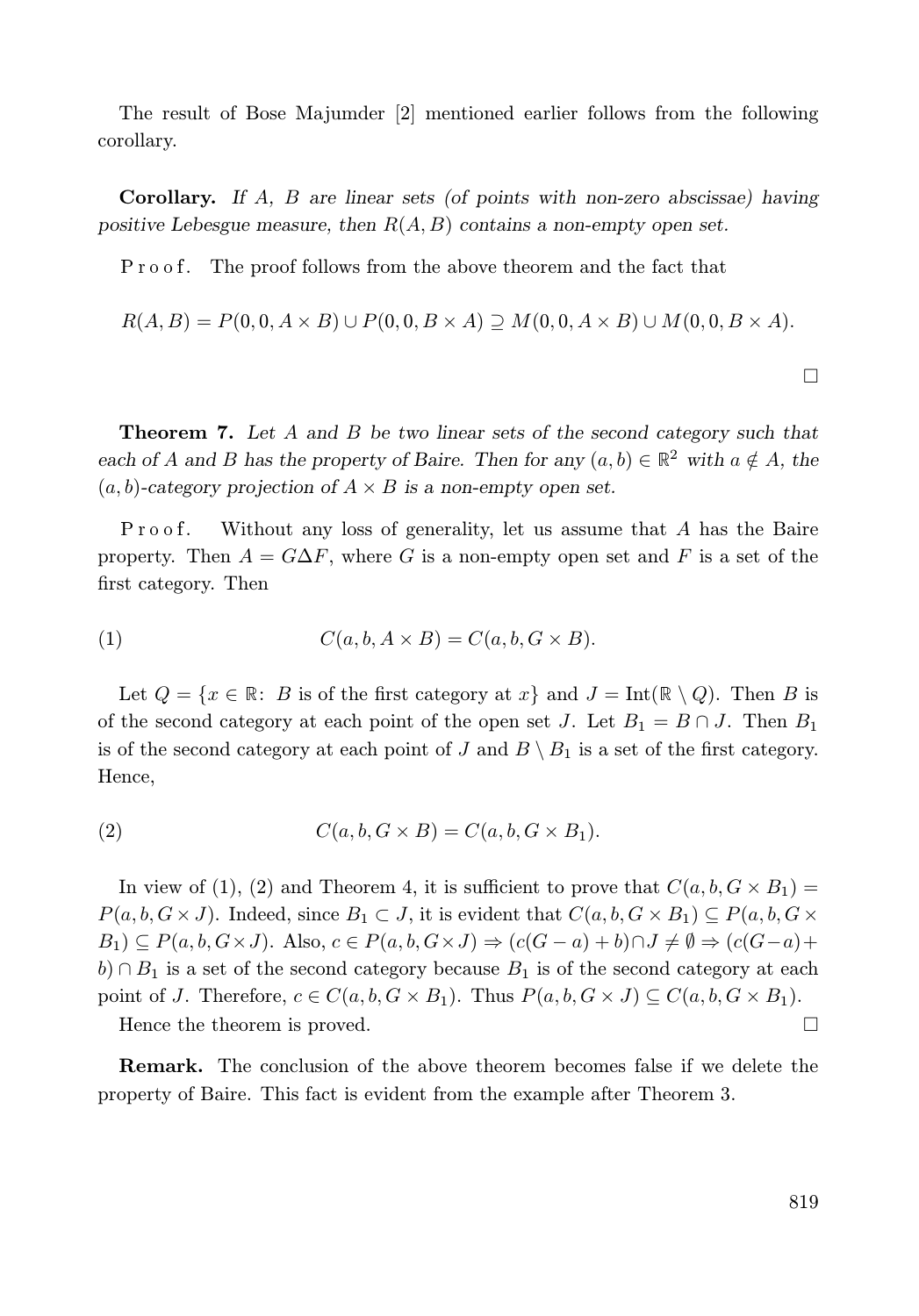The result of Bose Majumder [2] mentioned earlier follows from the following corollary.

**Corollary.** *If $A$, $B$ are linear sets (of points with non-zero abscissae) having positive Lebesgue measure, then $R(A, B)$ contains a non-empty open set.*

P r o o f. The proof follows from the above theorem and the fact that

$$R(A, B) = P(0, 0, A \times B) \cup P(0, 0, B \times A) \supseteq M(0, 0, A \times B) \cup M(0, 0, B \times A).$$

$\square$

**Theorem 7.** *Let $A$ and $B$ be two linear sets of the second category such that each of $A$ and $B$ has the property of Baire. Then for any $(a, b) \in \mathbb{R}^2$ with $a \notin A$, the $(a, b)$-category projection of $A \times B$ is a non-empty open set.*

P r o o f. Without any loss of generality, let us assume that $A$ has the Baire property. Then $A = G \Delta F$, where $G$ is a non-empty open set and $F$ is a set of the first category. Then

$$C(a, b, A \times B) = C(a, b, G \times B). \tag{1}$$

Let $Q = \{x \in \mathbb{R} \colon\ B \text{ is of the first category at } x\}$ and $J = \operatorname{Int}(\mathbb{R} \setminus Q)$. Then $B$ is of the second category at each point of the open set $J$. Let $B_1 = B \cap J$. Then $B_1$ is of the second category at each point of $J$ and $B \setminus B_1$ is a set of the first category. Hence,

$$C(a, b, G \times B) = C(a, b, G \times B_1). \tag{2}$$

In view of (1), (2) and Theorem 4, it is sufficient to prove that $C(a, b, G \times B_1) = P(a, b, G \times J)$. Indeed, since $B_1 \subset J$, it is evident that $C(a, b, G \times B_1) \subseteq P(a, b, G \times B_1) \subseteq P(a, b, G \times J)$. Also, $c \in P(a, b, G \times J) \Rightarrow (c(G - a) + b) \cap J \neq \emptyset \Rightarrow (c(G - a) + b) \cap B_1$ is a set of the second category because $B_1$ is of the second category at each point of $J$. Therefore, $c \in C(a, b, G \times B_1)$. Thus $P(a, b, G \times J) \subseteq C(a, b, G \times B_1)$.

Hence the theorem is proved. $\square$

**Remark.** The conclusion of the above theorem becomes false if we delete the property of Baire. This fact is evident from the example after Theorem 3.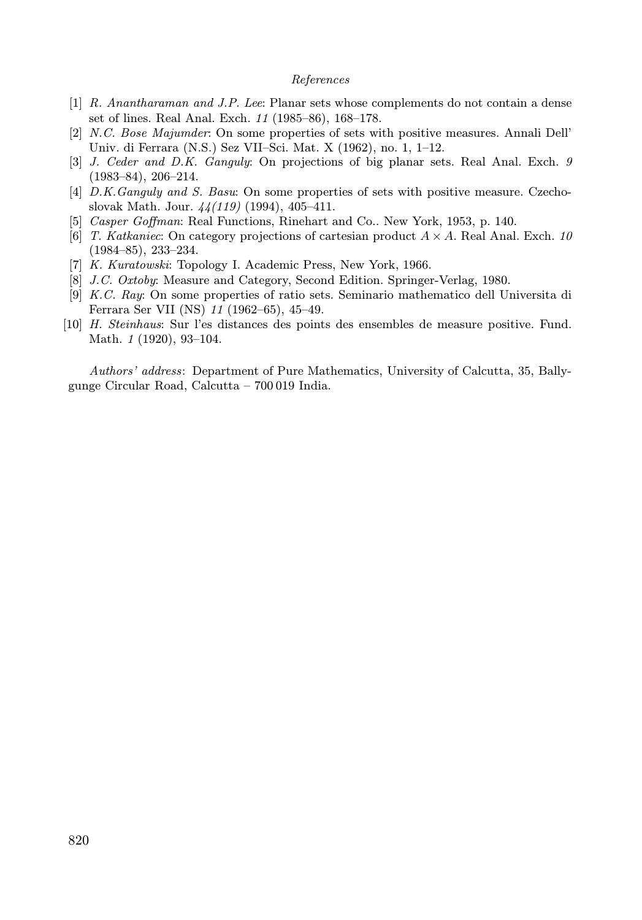## References

[1] *R. Anantharaman and J.P. Lee*: Planar sets whose complements do not contain a dense set of lines. Real Anal. Exch. *11* (1985–86), 168–178.

[2] *N.C. Bose Majumder*: On some properties of sets with positive measures. Annali Dell' Univ. di Ferrara (N.S.) Sez VII–Sci. Mat. X (1962), no. 1, 1–12.

[3] *J. Ceder and D.K. Ganguly*: On projections of big planar sets. Real Anal. Exch. *9* (1983–84), 206–214.

[4] *D.K. Ganguly and S. Basu*: On some properties of sets with positive measure. Czechoslovak Math. Jour. *44(119)* (1994), 405–411.

[5] *Casper Goffman*: Real Functions, Rinehart and Co.. New York, 1953, p. 140.

[6] *T. Katkaniec*: On category projections of cartesian product $A \times A$. Real Anal. Exch. *10* (1984–85), 233–234.

[7] *K. Kuratowski*: Topology I. Academic Press, New York, 1966.

[8] *J.C. Oxtoby*: Measure and Category, Second Edition. Springer-Verlag, 1980.

[9] *K.C. Ray*: On some properties of ratio sets. Seminario mathematico dell Universita di Ferrara Ser VII (NS) *11* (1962–65), 45–49.

[10] *H. Steinhaus*: Sur l'es distances des points des ensembles de measure positive. Fund. Math. *1* (1920), 93–104.

*Authors' address*: Department of Pure Mathematics, University of Calcutta, 35, Ballygunge Circular Road, Calcutta – 700 019 India.